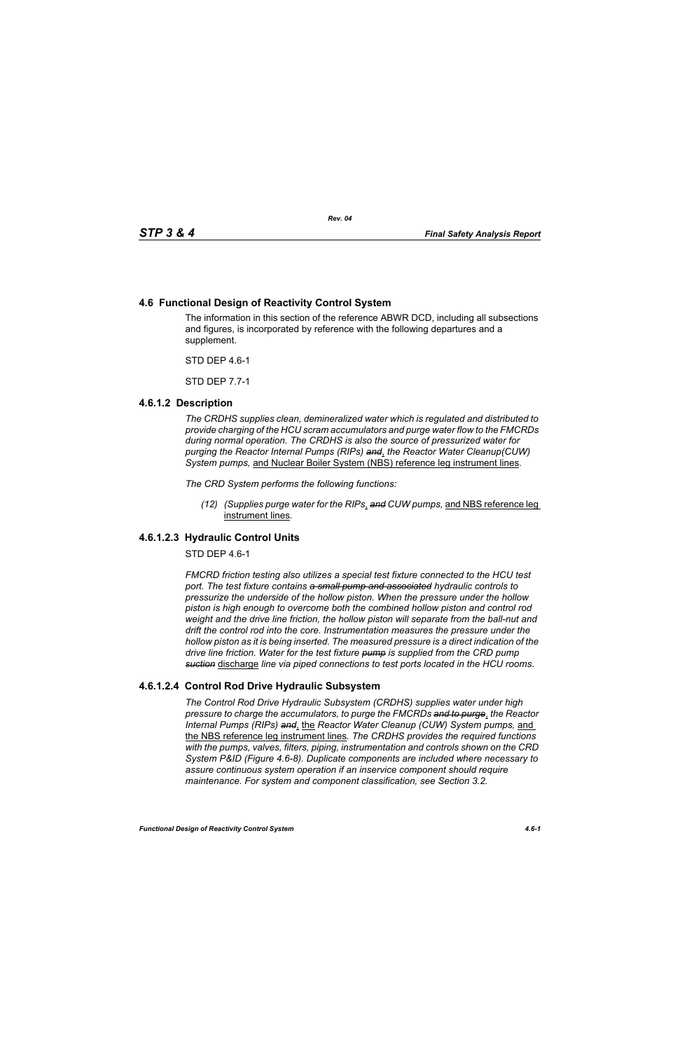## 4.6 Functional Design of Reactivity Control System

The information in this section of the reference ABWR DCD, including all subsections and figures, is incorporated by reference with the following departures and a supplement.

STD DEP 4.6-1

STD DEP 7.7-1

### 4.6.1.2 Description

*The CRDHS supplies clean, demineralized water which is regulated and distributed to provide charging of the HCU scram accumulators and purge water flow to the FMCRDs during normal operation. The CRDHS is also the source of pressurized water for purging the Reactor Internal Pumps (RIPs)* ~~*and*~~, *the Reactor Water Cleanup(CUW) System pumps,* <u>and Nuclear Boiler System (NBS) reference leg instrument lines</u>.

*The CRD System performs the following functions:*

*(12) (Supplies purge water for the RIPs*<u>,</u> ~~*and*~~ *CUW pumps,* <u>and NBS reference leg instrument lines</u>.

### 4.6.1.2.3 Hydraulic Control Units

STD DEP 4.6-1

*FMCRD friction testing also utilizes a special test fixture connected to the HCU test port. The test fixture contains* ~~*a small pump and associated*~~ *hydraulic controls to pressurize the underside of the hollow piston. When the pressure under the hollow piston is high enough to overcome both the combined hollow piston and control rod weight and the drive line friction, the hollow piston will separate from the ball-nut and drift the control rod into the core. Instrumentation measures the pressure under the hollow piston as it is being inserted. The measured pressure is a direct indication of the drive line friction. Water for the test fixture* ~~*pump*~~ *is supplied from the CRD pump* ~~*suction*~~ <u>discharge</u> *line via piped connections to test ports located in the HCU rooms.*

### 4.6.1.2.4 Control Rod Drive Hydraulic Subsystem

*The Control Rod Drive Hydraulic Subsystem (CRDHS) supplies water under high pressure to charge the accumulators, to purge the FMCRDs* ~~*and to purge*~~<u>,</u> *the Reactor Internal Pumps (RIPs)* ~~*and*~~<u>, the</u> *Reactor Water Cleanup (CUW) System pumps,* <u>and the NBS reference leg instrument lines</u>. *The CRDHS provides the required functions with the pumps, valves, filters, piping, instrumentation and controls shown on the CRD System P&ID (Figure 4.6-8). Duplicate components are included where necessary to assure continuous system operation if an inservice component should require maintenance. For system and component classification, see Section 3.2.*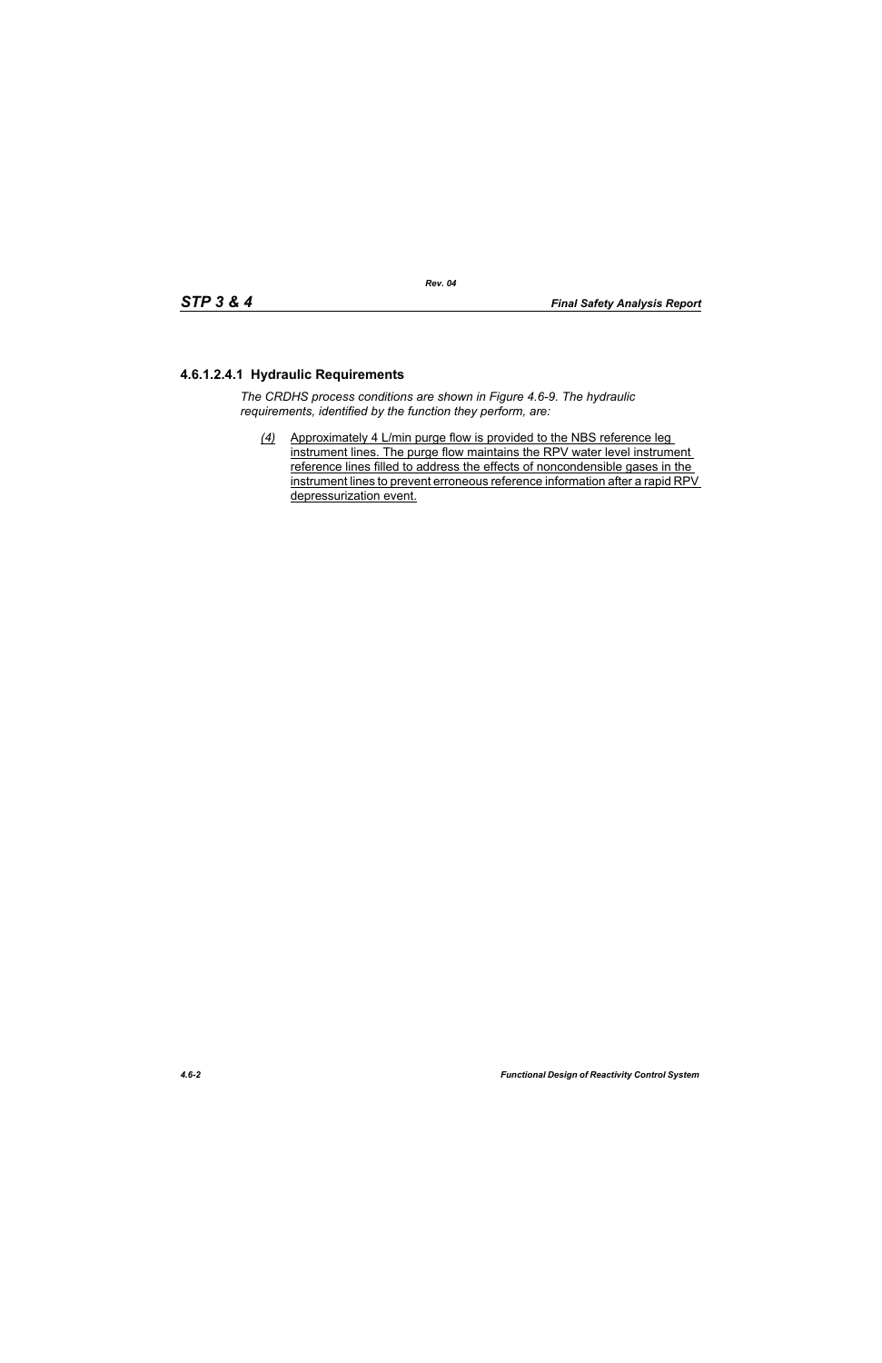#### 4.6.1.2.4.1 Hydraulic Requirements

*The CRDHS process conditions are shown in Figure 4.6-9. The hydraulic requirements, identified by the function they perform, are:*

*(4)* Approximately 4 L/min purge flow is provided to the NBS reference leg instrument lines. The purge flow maintains the RPV water level instrument reference lines filled to address the effects of noncondensible gases in the instrument lines to prevent erroneous reference information after a rapid RPV depressurization event.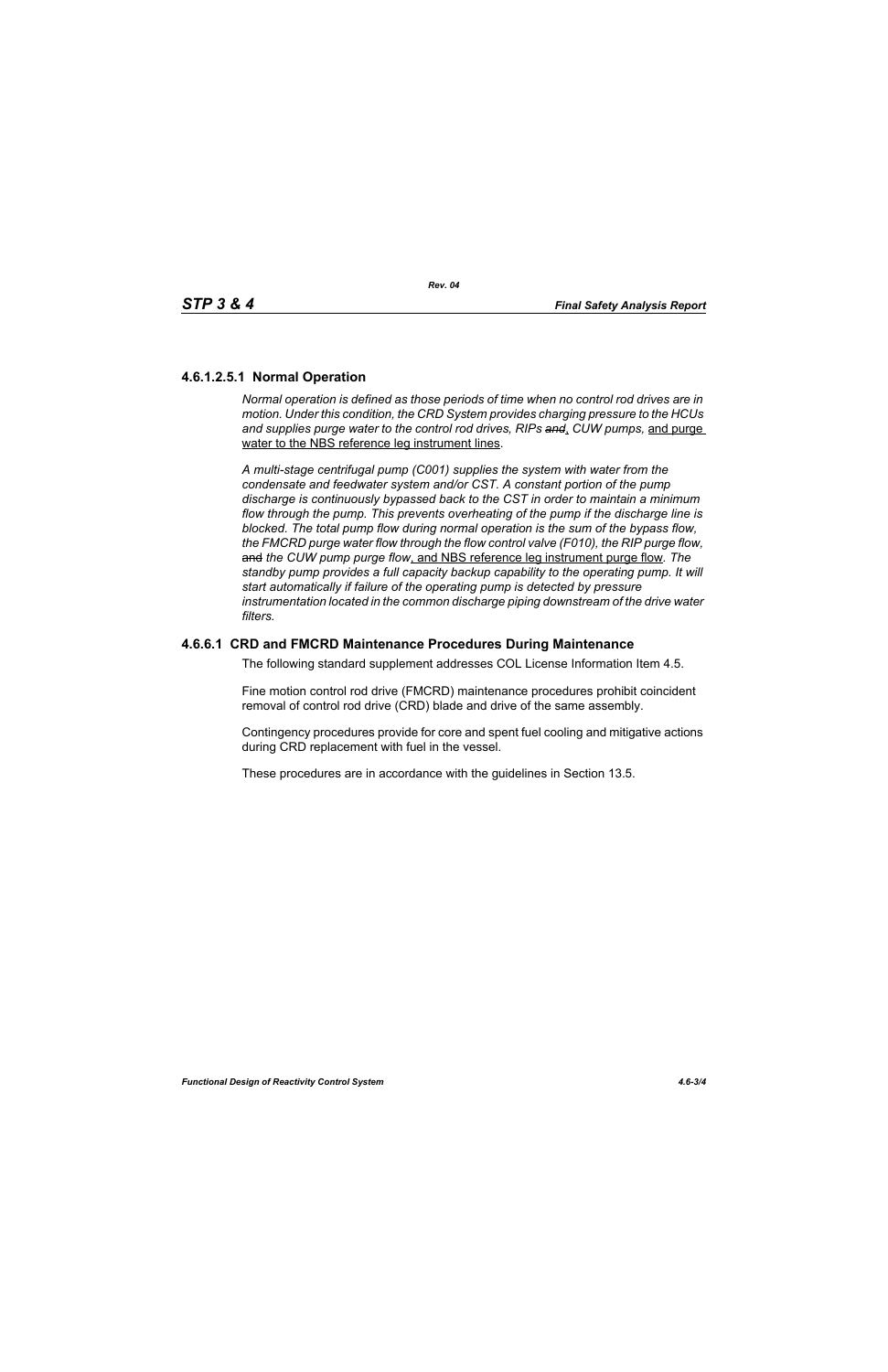### 4.6.1.2.5.1 Normal Operation

*Normal operation is defined as those periods of time when no control rod drives are in motion. Under this condition, the CRD System provides charging pressure to the HCUs and supplies purge water to the control rod drives, RIPs* ~~*and*~~, *CUW pumps,* <u>and purge water to the NBS reference leg instrument lines</u>.

*A multi-stage centrifugal pump (C001) supplies the system with water from the condensate and feedwater system and/or CST. A constant portion of the pump discharge is continuously bypassed back to the CST in order to maintain a minimum flow through the pump. This prevents overheating of the pump if the discharge line is blocked. The total pump flow during normal operation is the sum of the bypass flow, the FMCRD purge water flow through the flow control valve (F010), the RIP purge flow,* ~~*and*~~ *the CUW pump purge flow*<u>, and NBS reference leg instrument purge flow</u>*. The standby pump provides a full capacity backup capability to the operating pump. It will start automatically if failure of the operating pump is detected by pressure instrumentation located in the common discharge piping downstream of the drive water filters.*

## 4.6.6.1 CRD and FMCRD Maintenance Procedures During Maintenance

The following standard supplement addresses COL License Information Item 4.5.

Fine motion control rod drive (FMCRD) maintenance procedures prohibit coincident removal of control rod drive (CRD) blade and drive of the same assembly.

Contingency procedures provide for core and spent fuel cooling and mitigative actions during CRD replacement with fuel in the vessel.

These procedures are in accordance with the guidelines in Section 13.5.